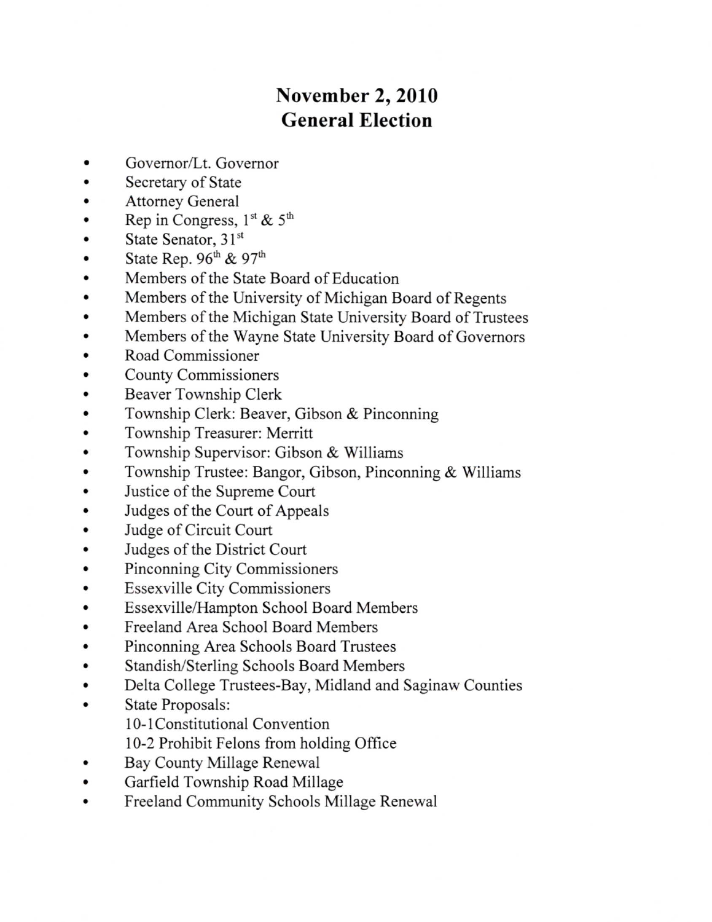# November 2, 2010
# General Election

- Governor/Lt. Governor
- Secretary of State
- Attorney General
- Rep in Congress, 1st & 5th
- State Senator, 31st
- State Rep. 96th & 97th
- Members of the State Board of Education
- Members of the University of Michigan Board of Regents
- Members of the Michigan State University Board of Trustees
- Members of the Wayne State University Board of Governors
- Road Commissioner
- County Commissioners
- Beaver Township Clerk
- Township Clerk: Beaver, Gibson & Pinconning
- Township Treasurer: Merritt
- Township Supervisor: Gibson & Williams
- Township Trustee: Bangor, Gibson, Pinconning & Williams
- Justice of the Supreme Court
- Judges of the Court of Appeals
- Judge of Circuit Court
- Judges of the District Court
- Pinconning City Commissioners
- Essexville City Commissioners
- Essexville/Hampton School Board Members
- Freeland Area School Board Members
- Pinconning Area Schools Board Trustees
- Standish/Sterling Schools Board Members
- Delta College Trustees-Bay, Midland and Saginaw Counties
- State Proposals:
  10-1Constitutional Convention
  10-2 Prohibit Felons from holding Office
- Bay County Millage Renewal
- Garfield Township Road Millage
- Freeland Community Schools Millage Renewal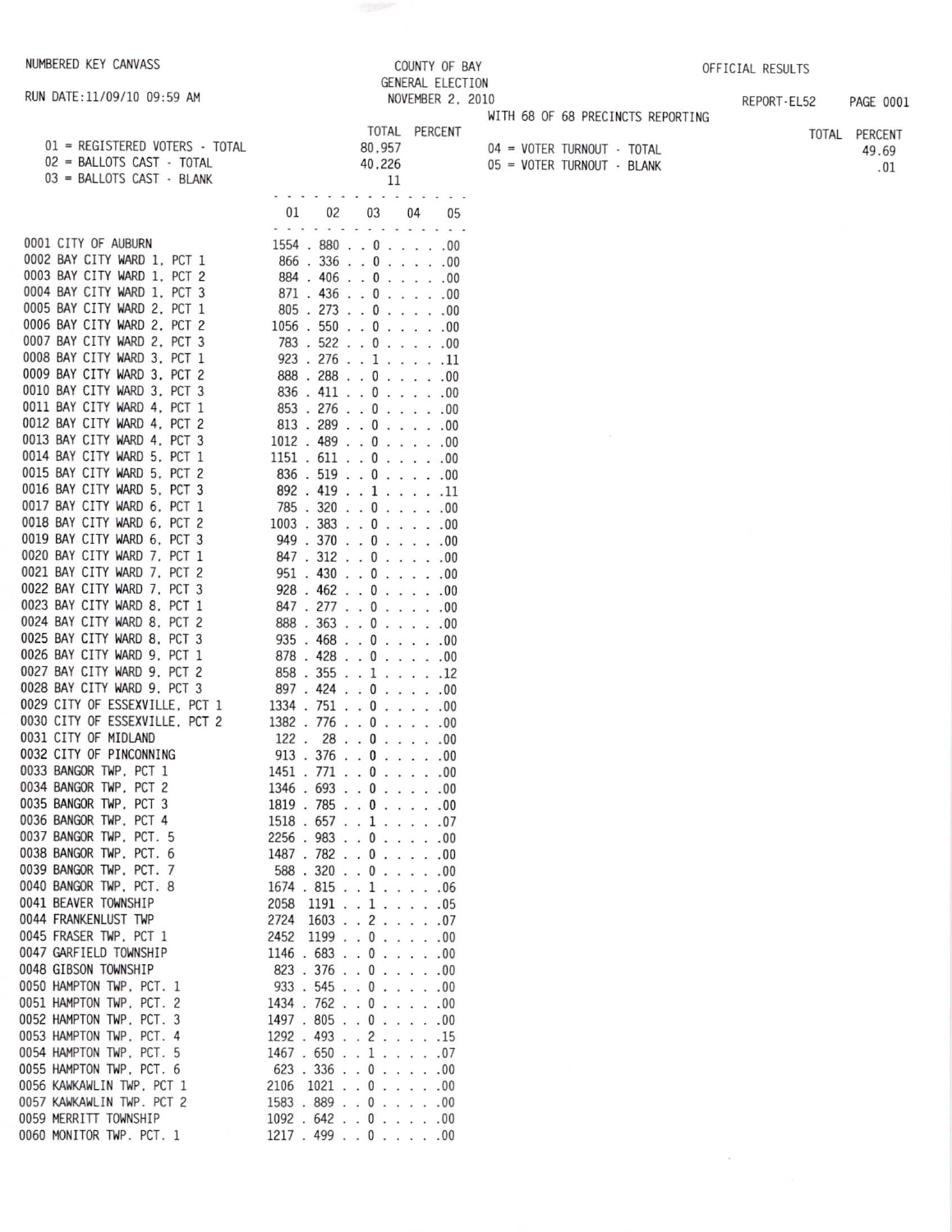NUMBERED KEY CANVASS

RUN DATE:11/09/10 09:59 AM

COUNTY OF BAY
GENERAL ELECTION
NOVEMBER 2, 2010

OFFICIAL RESULTS

REPORT-EL52 PAGE 0001

WITH 68 OF 68 PRECINCTS REPORTING

| | TOTAL | PERCENT |
|---|---|---|
| 01 = REGISTERED VOTERS - TOTAL | 80,957 | |
| 02 = BALLOTS CAST - TOTAL | 40,226 | |
| 03 = BALLOTS CAST - BLANK | 11 | |

| | TOTAL | PERCENT |
|---|---|---|
| 04 = VOTER TURNOUT - TOTAL | | 49.69 |
| 05 = VOTER TURNOUT - BLANK | | .01 |

| | 01 | 02 | 03 | 04 | 05 |
|---|---|---|---|---|---|
| 0001 CITY OF AUBURN | 1554 | 880 | 0 | | .00 |
| 0002 BAY CITY WARD 1, PCT 1 | 866 | 336 | 0 | | .00 |
| 0003 BAY CITY WARD 1, PCT 2 | 884 | 406 | 0 | | .00 |
| 0004 BAY CITY WARD 1, PCT 3 | 871 | 436 | 0 | | .00 |
| 0005 BAY CITY WARD 2, PCT 1 | 805 | 273 | 0 | | .00 |
| 0006 BAY CITY WARD 2, PCT 2 | 1056 | 550 | 0 | | .00 |
| 0007 BAY CITY WARD 2, PCT 3 | 783 | 522 | 0 | | .00 |
| 0008 BAY CITY WARD 3, PCT 1 | 923 | 276 | 1 | | .11 |
| 0009 BAY CITY WARD 3, PCT 2 | 888 | 288 | 0 | | .00 |
| 0010 BAY CITY WARD 3, PCT 3 | 836 | 411 | 0 | | .00 |
| 0011 BAY CITY WARD 4, PCT 1 | 853 | 276 | 0 | | .00 |
| 0012 BAY CITY WARD 4, PCT 2 | 813 | 289 | 0 | | .00 |
| 0013 BAY CITY WARD 4, PCT 3 | 1012 | 489 | 0 | | .00 |
| 0014 BAY CITY WARD 5, PCT 1 | 1151 | 611 | 0 | | .00 |
| 0015 BAY CITY WARD 5, PCT 2 | 836 | 519 | 0 | | .00 |
| 0016 BAY CITY WARD 5, PCT 3 | 892 | 419 | 1 | | .11 |
| 0017 BAY CITY WARD 6, PCT 1 | 785 | 320 | 0 | | .00 |
| 0018 BAY CITY WARD 6, PCT 2 | 1003 | 383 | 0 | | .00 |
| 0019 BAY CITY WARD 6, PCT 3 | 949 | 370 | 0 | | .00 |
| 0020 BAY CITY WARD 7, PCT 1 | 847 | 312 | 0 | | .00 |
| 0021 BAY CITY WARD 7, PCT 2 | 951 | 430 | 0 | | .00 |
| 0022 BAY CITY WARD 7, PCT 3 | 928 | 462 | 0 | | .00 |
| 0023 BAY CITY WARD 8, PCT 1 | 847 | 277 | 0 | | .00 |
| 0024 BAY CITY WARD 8, PCT 2 | 888 | 363 | 0 | | .00 |
| 0025 BAY CITY WARD 8, PCT 3 | 935 | 468 | 0 | | .00 |
| 0026 BAY CITY WARD 9, PCT 1 | 878 | 428 | 0 | | .00 |
| 0027 BAY CITY WARD 9, PCT 2 | 858 | 355 | 1 | | .12 |
| 0028 BAY CITY WARD 9, PCT 3 | 897 | 424 | 0 | | .00 |
| 0029 CITY OF ESSEXVILLE, PCT 1 | 1334 | 751 | 0 | | .00 |
| 0030 CITY OF ESSEXVILLE, PCT 2 | 1382 | 776 | 0 | | .00 |
| 0031 CITY OF MIDLAND | 122 | 28 | 0 | | .00 |
| 0032 CITY OF PINCONNING | 913 | 376 | 0 | | .00 |
| 0033 BANGOR TWP, PCT 1 | 1451 | 771 | 0 | | .00 |
| 0034 BANGOR TWP, PCT 2 | 1346 | 693 | 0 | | .00 |
| 0035 BANGOR TWP, PCT 3 | 1819 | 785 | 0 | | .00 |
| 0036 BANGOR TWP, PCT 4 | 1518 | 657 | 1 | | .07 |
| 0037 BANGOR TWP, PCT. 5 | 2256 | 983 | 0 | | .00 |
| 0038 BANGOR TWP, PCT. 6 | 1487 | 782 | 0 | | .00 |
| 0039 BANGOR TWP, PCT. 7 | 588 | 320 | 0 | | .00 |
| 0040 BANGOR TWP, PCT. 8 | 1674 | 815 | 1 | | .06 |
| 0041 BEAVER TOWNSHIP | 2058 | 1191 | 1 | | .05 |
| 0044 FRANKENLUST TWP | 2724 | 1603 | 2 | | .07 |
| 0045 FRASER TWP, PCT 1 | 2452 | 1199 | 0 | | .00 |
| 0047 GARFIELD TOWNSHIP | 1146 | 683 | 0 | | .00 |
| 0048 GIBSON TOWNSHIP | 823 | 376 | 0 | | .00 |
| 0050 HAMPTON TWP, PCT. 1 | 933 | 545 | 0 | | .00 |
| 0051 HAMPTON TWP, PCT. 2 | 1434 | 762 | 0 | | .00 |
| 0052 HAMPTON TWP, PCT. 3 | 1497 | 805 | 0 | | .00 |
| 0053 HAMPTON TWP, PCT. 4 | 1292 | 493 | 2 | | .15 |
| 0054 HAMPTON TWP, PCT. 5 | 1467 | 650 | 1 | | .07 |
| 0055 HAMPTON TWP, PCT. 6 | 623 | 336 | 0 | | .00 |
| 0056 KAWKAWLIN TWP, PCT 1 | 2106 | 1021 | 0 | | .00 |
| 0057 KAWKAWLIN TWP. PCT 2 | 1583 | 889 | 0 | | .00 |
| 0059 MERRITT TOWNSHIP | 1092 | 642 | 0 | | .00 |
| 0060 MONITOR TWP. PCT. 1 | 1217 | 499 | 0 | | .00 |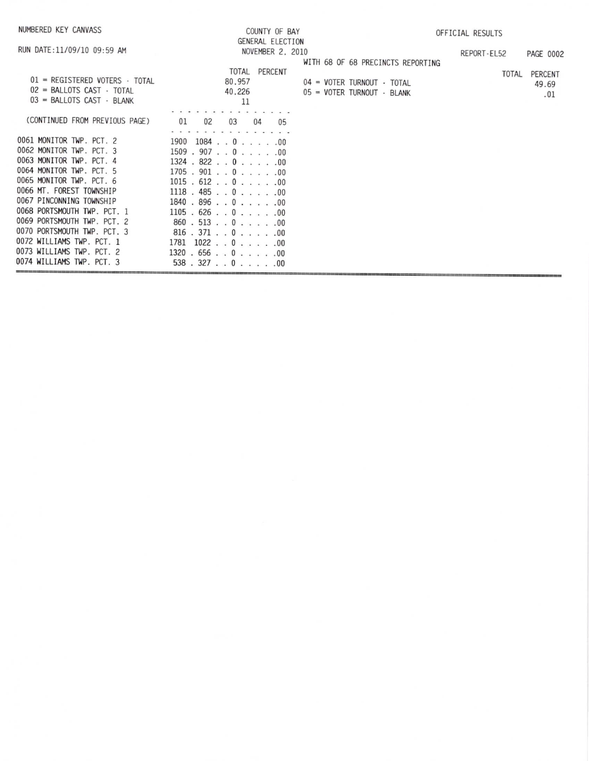NUMBERED KEY CANVASS

RUN DATE:11/09/10 09:59 AM

COUNTY OF BAY
GENERAL ELECTION
NOVEMBER 2, 2010

OFFICIAL RESULTS

REPORT-EL52 PAGE 0002

WITH 68 OF 68 PRECINCTS REPORTING

| | TOTAL | PERCENT |
|---|---|---|
| 01 = REGISTERED VOTERS - TOTAL | 80,957 | |
| 02 = BALLOTS CAST - TOTAL | 40,226 | |
| 03 = BALLOTS CAST - BLANK | 11 | |

| | TOTAL | PERCENT |
|---|---|---|
| 04 = VOTER TURNOUT - TOTAL | | 49.69 |
| 05 = VOTER TURNOUT - BLANK | | .01 |

| (CONTINUED FROM PREVIOUS PAGE) | 01 | 02 | 03 | 04 | 05 |
|---|---|---|---|---|---|
| 0061 MONITOR TWP. PCT. 2 | 1900 | 1084 | 0 | | .00 |
| 0062 MONITOR TWP. PCT. 3 | 1509 | 907 | 0 | | .00 |
| 0063 MONITOR TWP. PCT. 4 | 1324 | 822 | 0 | | .00 |
| 0064 MONITOR TWP. PCT. 5 | 1705 | 901 | 0 | | .00 |
| 0065 MONITOR TWP. PCT. 6 | 1015 | 612 | 0 | | .00 |
| 0066 MT. FOREST TOWNSHIP | 1118 | 485 | 0 | | .00 |
| 0067 PINCONNING TOWNSHIP | 1840 | 896 | 0 | | .00 |
| 0068 PORTSMOUTH TWP. PCT. 1 | 1105 | 626 | 0 | | .00 |
| 0069 PORTSMOUTH TWP. PCT. 2 | 860 | 513 | 0 | | .00 |
| 0070 PORTSMOUTH TWP. PCT. 3 | 816 | 371 | 0 | | .00 |
| 0072 WILLIAMS TWP. PCT. 1 | 1781 | 1022 | 0 | | .00 |
| 0073 WILLIAMS TWP. PCT. 2 | 1320 | 656 | 0 | | .00 |
| 0074 WILLIAMS TWP. PCT. 3 | 538 | 327 | 0 | | .00 |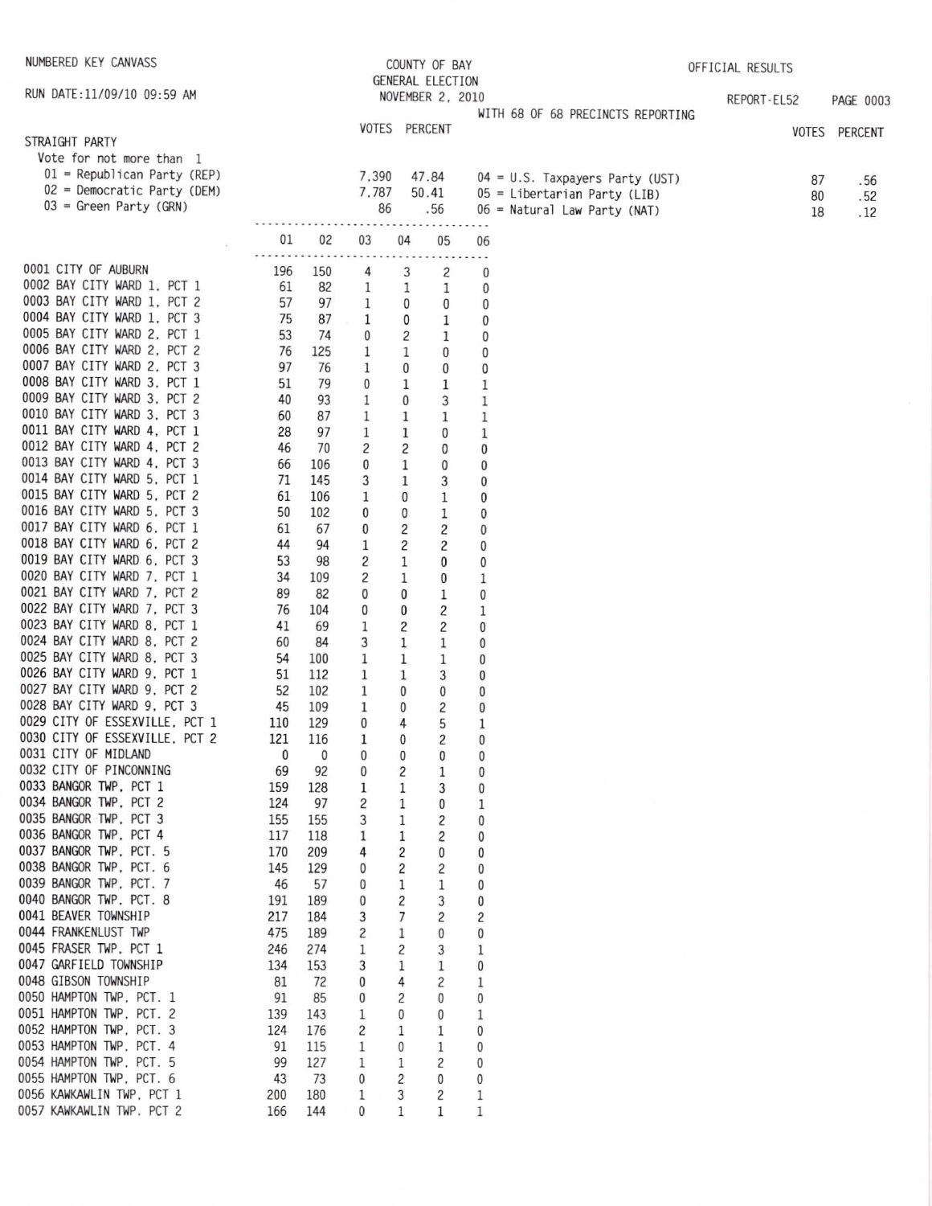NUMBERED KEY CANVASS

RUN DATE:11/09/10 09:59 AM

COUNTY OF BAY
GENERAL ELECTION
NOVEMBER 2, 2010

WITH 68 OF 68 PRECINCTS REPORTING

OFFICIAL RESULTS

REPORT-EL52

STRAIGHT PARTY
Vote for not more than 1

| | VOTES | PERCENT |
|---|---|---|
| 01 = Republican Party (REP) | 7,390 | 47.84 |
| 02 = Democratic Party (DEM) | 7,787 | 50.41 |
| 03 = Green Party (GRN) | 86 | .56 |
| 04 = U.S. Taxpayers Party (UST) | 87 | .56 |
| 05 = Libertarian Party (LIB) | 80 | .52 |
| 06 = Natural Law Party (NAT) | 18 | .12 |

| | 01 | 02 | 03 | 04 | 05 | 06 |
|---|---|---|---|---|---|---|
| 0001 CITY OF AUBURN | 196 | 150 | 4 | 3 | 2 | 0 |
| 0002 BAY CITY WARD 1, PCT 1 | 61 | 82 | 1 | 1 | 1 | 0 |
| 0003 BAY CITY WARD 1, PCT 2 | 57 | 97 | 1 | 0 | 0 | 0 |
| 0004 BAY CITY WARD 1, PCT 3 | 75 | 87 | 1 | 0 | 1 | 0 |
| 0005 BAY CITY WARD 2, PCT 1 | 53 | 74 | 0 | 2 | 1 | 0 |
| 0006 BAY CITY WARD 2, PCT 2 | 76 | 125 | 1 | 1 | 0 | 0 |
| 0007 BAY CITY WARD 2, PCT 3 | 97 | 76 | 1 | 0 | 0 | 0 |
| 0008 BAY CITY WARD 3, PCT 1 | 51 | 79 | 0 | 1 | 1 | 1 |
| 0009 BAY CITY WARD 3, PCT 2 | 40 | 93 | 1 | 0 | 3 | 1 |
| 0010 BAY CITY WARD 3, PCT 3 | 60 | 87 | 1 | 1 | 1 | 1 |
| 0011 BAY CITY WARD 4, PCT 1 | 28 | 97 | 1 | 1 | 0 | 1 |
| 0012 BAY CITY WARD 4, PCT 2 | 46 | 70 | 2 | 2 | 0 | 0 |
| 0013 BAY CITY WARD 4, PCT 3 | 66 | 106 | 0 | 1 | 0 | 0 |
| 0014 BAY CITY WARD 5, PCT 1 | 71 | 145 | 3 | 1 | 3 | 0 |
| 0015 BAY CITY WARD 5, PCT 2 | 61 | 106 | 1 | 0 | 1 | 0 |
| 0016 BAY CITY WARD 5, PCT 3 | 50 | 102 | 0 | 0 | 1 | 0 |
| 0017 BAY CITY WARD 6, PCT 1 | 61 | 67 | 0 | 2 | 2 | 0 |
| 0018 BAY CITY WARD 6, PCT 2 | 44 | 94 | 1 | 2 | 2 | 0 |
| 0019 BAY CITY WARD 6, PCT 3 | 53 | 98 | 2 | 1 | 0 | 0 |
| 0020 BAY CITY WARD 7, PCT 1 | 34 | 109 | 2 | 1 | 0 | 1 |
| 0021 BAY CITY WARD 7, PCT 2 | 89 | 82 | 0 | 0 | 1 | 0 |
| 0022 BAY CITY WARD 7, PCT 3 | 76 | 104 | 0 | 0 | 2 | 1 |
| 0023 BAY CITY WARD 8, PCT 1 | 41 | 69 | 1 | 2 | 2 | 0 |
| 0024 BAY CITY WARD 8, PCT 2 | 60 | 84 | 3 | 1 | 1 | 0 |
| 0025 BAY CITY WARD 8, PCT 3 | 54 | 100 | 1 | 1 | 1 | 0 |
| 0026 BAY CITY WARD 9, PCT 1 | 51 | 112 | 1 | 1 | 3 | 0 |
| 0027 BAY CITY WARD 9, PCT 2 | 52 | 102 | 1 | 0 | 0 | 0 |
| 0028 BAY CITY WARD 9, PCT 3 | 45 | 109 | 1 | 0 | 2 | 0 |
| 0029 CITY OF ESSEXVILLE, PCT 1 | 110 | 129 | 0 | 4 | 5 | 1 |
| 0030 CITY OF ESSEXVILLE, PCT 2 | 121 | 116 | 1 | 0 | 2 | 0 |
| 0031 CITY OF MIDLAND | 0 | 0 | 0 | 0 | 0 | 0 |
| 0032 CITY OF PINCONNING | 69 | 92 | 0 | 2 | 1 | 0 |
| 0033 BANGOR TWP, PCT 1 | 159 | 128 | 1 | 1 | 3 | 0 |
| 0034 BANGOR TWP, PCT 2 | 124 | 97 | 2 | 1 | 0 | 1 |
| 0035 BANGOR TWP, PCT 3 | 155 | 155 | 3 | 1 | 2 | 0 |
| 0036 BANGOR TWP, PCT 4 | 117 | 118 | 1 | 1 | 2 | 0 |
| 0037 BANGOR TWP, PCT. 5 | 170 | 209 | 4 | 2 | 0 | 0 |
| 0038 BANGOR TWP, PCT. 6 | 145 | 129 | 0 | 2 | 2 | 0 |
| 0039 BANGOR TWP, PCT. 7 | 46 | 57 | 0 | 1 | 1 | 0 |
| 0040 BANGOR TWP, PCT. 8 | 191 | 189 | 0 | 2 | 3 | 0 |
| 0041 BEAVER TOWNSHIP | 217 | 184 | 3 | 7 | 2 | 2 |
| 0044 FRANKENLUST TWP | 475 | 189 | 2 | 1 | 0 | 0 |
| 0045 FRASER TWP, PCT 1 | 246 | 274 | 1 | 2 | 3 | 1 |
| 0047 GARFIELD TOWNSHIP | 134 | 153 | 3 | 1 | 1 | 0 |
| 0048 GIBSON TOWNSHIP | 81 | 72 | 0 | 4 | 2 | 1 |
| 0050 HAMPTON TWP, PCT. 1 | 91 | 85 | 0 | 2 | 0 | 0 |
| 0051 HAMPTON TWP, PCT. 2 | 139 | 143 | 1 | 0 | 0 | 1 |
| 0052 HAMPTON TWP, PCT. 3 | 124 | 176 | 2 | 1 | 1 | 0 |
| 0053 HAMPTON TWP, PCT. 4 | 91 | 115 | 1 | 0 | 1 | 0 |
| 0054 HAMPTON TWP, PCT. 5 | 99 | 127 | 1 | 1 | 2 | 0 |
| 0055 HAMPTON TWP, PCT. 6 | 43 | 73 | 0 | 2 | 0 | 0 |
| 0056 KAWKAWLIN TWP, PCT 1 | 200 | 180 | 1 | 3 | 2 | 1 |
| 0057 KAWKAWLIN TWP, PCT 2 | 166 | 144 | 0 | 1 | 1 | 1 |